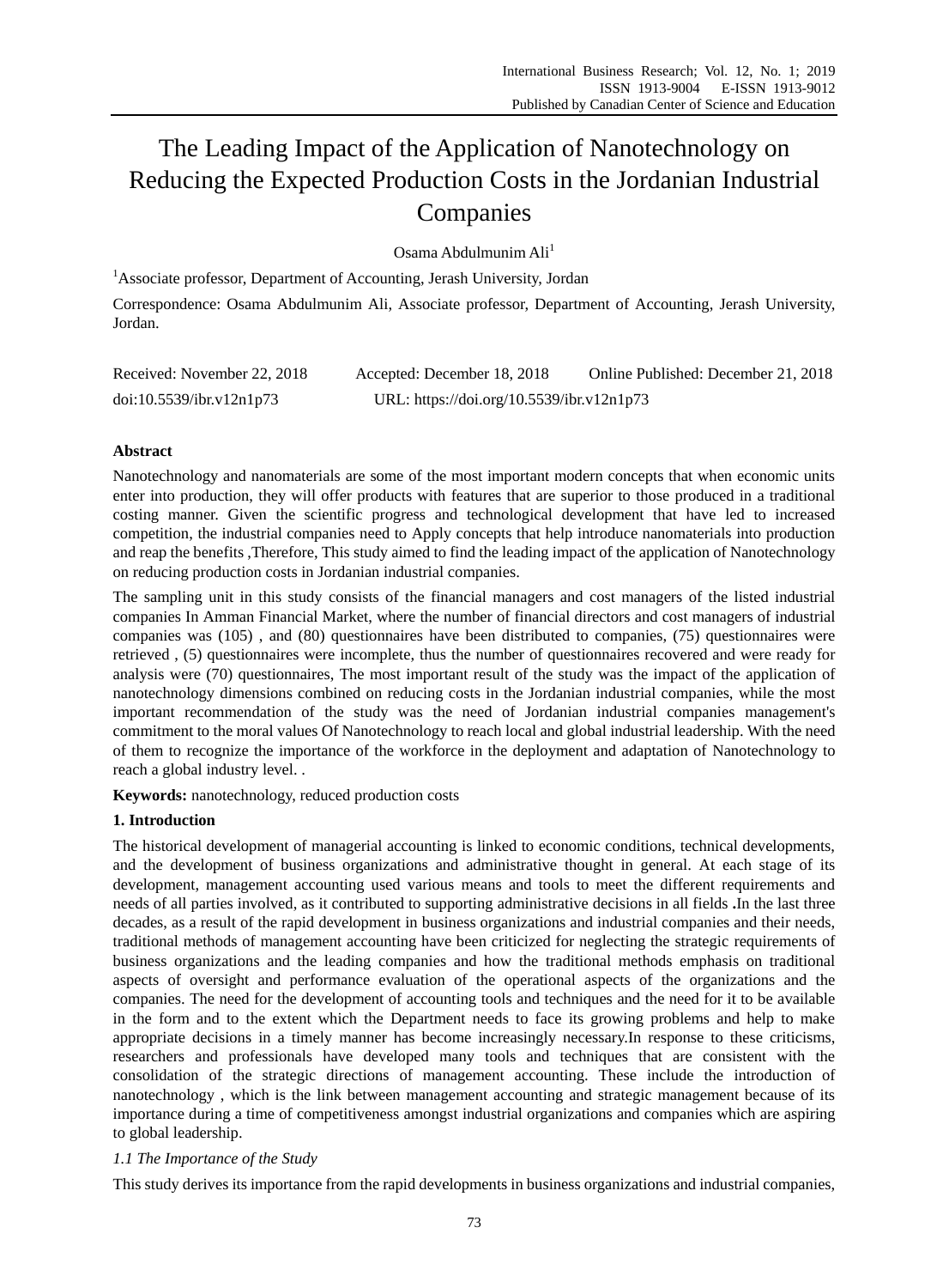# The Leading Impact of the Application of Nanotechnology on Reducing the Expected Production Costs in the Jordanian Industrial Companies

Osama Abdulmunim Ali[1]

[1]Associate professor, Department of Accounting, Jerash University, Jordan

Correspondence: Osama Abdulmunim Ali, Associate professor, Department of Accounting, Jerash University, Jordan.

Received: November 22, 2018    Accepted: December 18, 2018    Online Published: December 21, 2018

doi:10.5539/ibr.v12n1p73    URL: https://doi.org/10.5539/ibr.v12n1p73

## Abstract

Nanotechnology and nanomaterials are some of the most important modern concepts that when economic units enter into production, they will offer products with features that are superior to those produced in a traditional costing manner. Given the scientific progress and technological development that have led to increased competition, the industrial companies need to Apply concepts that help introduce nanomaterials into production and reap the benefits ,Therefore, This study aimed to find the leading impact of the application of Nanotechnology on reducing production costs in Jordanian industrial companies.

The sampling unit in this study consists of the financial managers and cost managers of the listed industrial companies In Amman Financial Market, where the number of financial directors and cost managers of industrial companies was (105) , and (80) questionnaires have been distributed to companies, (75) questionnaires were retrieved , (5) questionnaires were incomplete, thus the number of questionnaires recovered and were ready for analysis were (70) questionnaires, The most important result of the study was the impact of the application of nanotechnology dimensions combined on reducing costs in the Jordanian industrial companies, while the most important recommendation of the study was the need of Jordanian industrial companies management's commitment to the moral values Of Nanotechnology to reach local and global industrial leadership. With the need of them to recognize the importance of the workforce in the deployment and adaptation of Nanotechnology to reach a global industry level. .

**Keywords:** nanotechnology, reduced production costs

## 1. Introduction

The historical development of managerial accounting is linked to economic conditions, technical developments, and the development of business organizations and administrative thought in general. At each stage of its development, management accounting used various means and tools to meet the different requirements and needs of all parties involved, as it contributed to supporting administrative decisions in all fields **.**In the last three decades, as a result of the rapid development in business organizations and industrial companies and their needs, traditional methods of management accounting have been criticized for neglecting the strategic requirements of business organizations and the leading companies and how the traditional methods emphasis on traditional aspects of oversight and performance evaluation of the operational aspects of the organizations and the companies. The need for the development of accounting tools and techniques and the need for it to be available in the form and to the extent which the Department needs to face its growing problems and help to make appropriate decisions in a timely manner has become increasingly necessary.In response to these criticisms, researchers and professionals have developed many tools and techniques that are consistent with the consolidation of the strategic directions of management accounting. These include the introduction of nanotechnology , which is the link between management accounting and strategic management because of its importance during a time of competitiveness amongst industrial organizations and companies which are aspiring to global leadership.

### *1.1 The Importance of the Study*

This study derives its importance from the rapid developments in business organizations and industrial companies,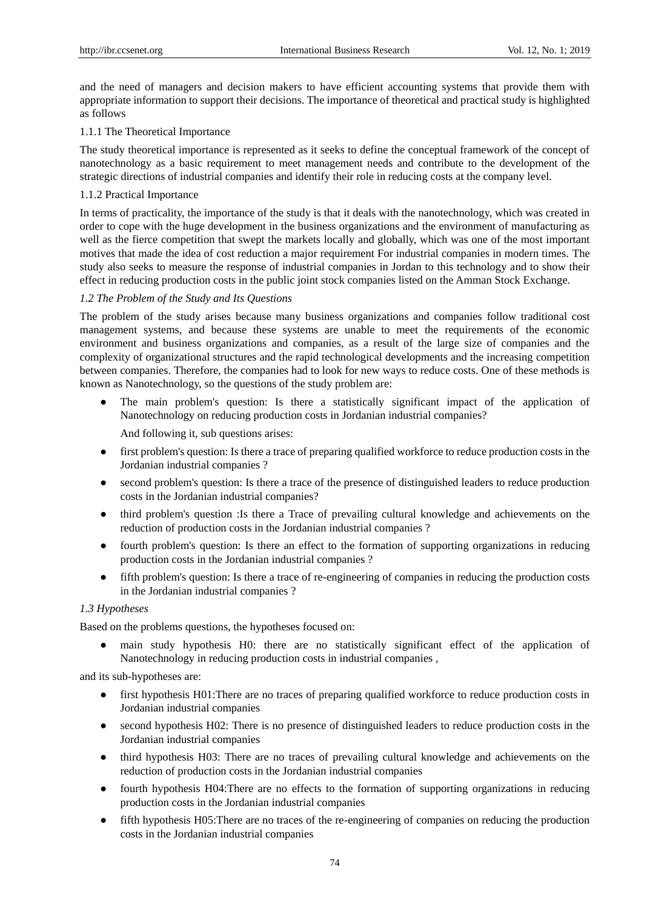and the need of managers and decision makers to have efficient accounting systems that provide them with appropriate information to support their decisions. The importance of theoretical and practical study is highlighted as follows

#### 1.1.1 The Theoretical Importance

The study theoretical importance is represented as it seeks to define the conceptual framework of the concept of nanotechnology as a basic requirement to meet management needs and contribute to the development of the strategic directions of industrial companies and identify their role in reducing costs at the company level.

#### 1.1.2 Practical Importance

In terms of practicality, the importance of the study is that it deals with the nanotechnology, which was created in order to cope with the huge development in the business organizations and the environment of manufacturing as well as the fierce competition that swept the markets locally and globally, which was one of the most important motives that made the idea of cost reduction a major requirement For industrial companies in modern times. The study also seeks to measure the response of industrial companies in Jordan to this technology and to show their effect in reducing production costs in the public joint stock companies listed on the Amman Stock Exchange.

### *1.2 The Problem of the Study and Its Questions*

The problem of the study arises because many business organizations and companies follow traditional cost management systems, and because these systems are unable to meet the requirements of the economic environment and business organizations and companies, as a result of the large size of companies and the complexity of organizational structures and the rapid technological developments and the increasing competition between companies. Therefore, the companies had to look for new ways to reduce costs. One of these methods is known as Nanotechnology, so the questions of the study problem are:

- The main problem's question: Is there a statistically significant impact of the application of Nanotechnology on reducing production costs in Jordanian industrial companies?

  And following it, sub questions arises:

- first problem's question: Is there a trace of preparing qualified workforce to reduce production costs in the Jordanian industrial companies ?
- second problem's question: Is there a trace of the presence of distinguished leaders to reduce production costs in the Jordanian industrial companies?
- third problem's question :Is there a Trace of prevailing cultural knowledge and achievements on the reduction of production costs in the Jordanian industrial companies ?
- fourth problem's question: Is there an effect to the formation of supporting organizations in reducing production costs in the Jordanian industrial companies ?
- fifth problem's question: Is there a trace of re-engineering of companies in reducing the production costs in the Jordanian industrial companies ?

### *1.3 Hypotheses*

Based on the problems questions, the hypotheses focused on:

- main study hypothesis H0: there are no statistically significant effect of the application of Nanotechnology in reducing production costs in industrial companies ,

and its sub-hypotheses are:

- first hypothesis H01:There are no traces of preparing qualified workforce to reduce production costs in Jordanian industrial companies
- second hypothesis H02: There is no presence of distinguished leaders to reduce production costs in the Jordanian industrial companies
- third hypothesis H03: There are no traces of prevailing cultural knowledge and achievements on the reduction of production costs in the Jordanian industrial companies
- fourth hypothesis H04:There are no effects to the formation of supporting organizations in reducing production costs in the Jordanian industrial companies
- fifth hypothesis H05:There are no traces of the re-engineering of companies on reducing the production costs in the Jordanian industrial companies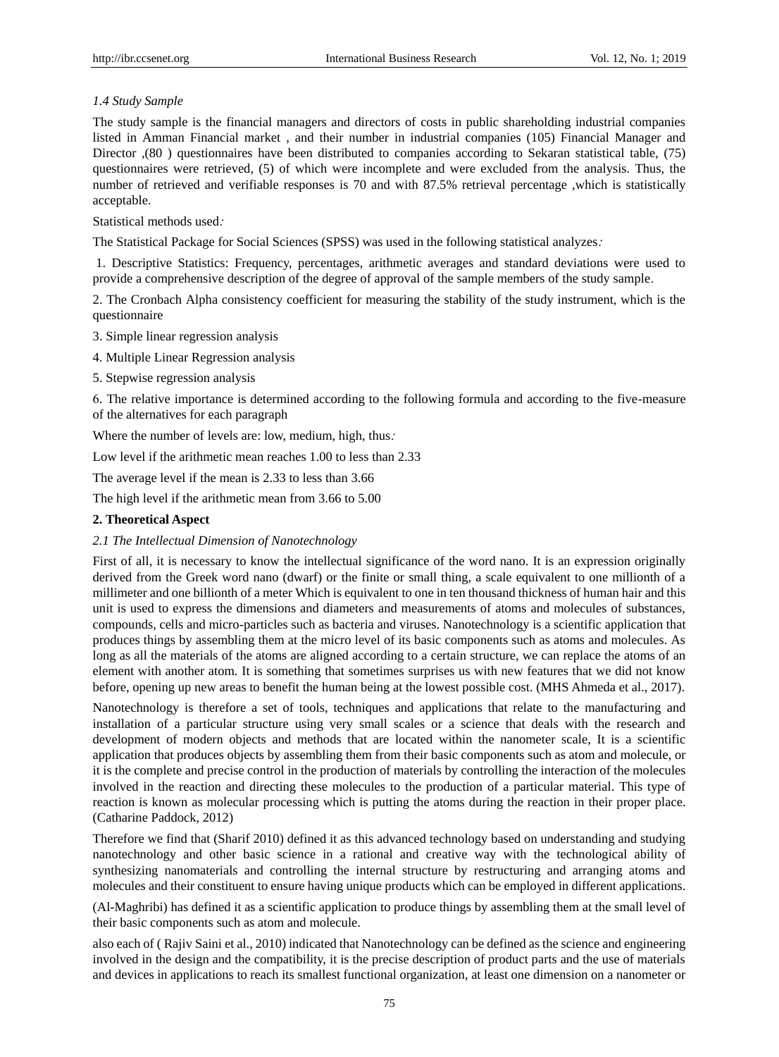*1.4 Study Sample*

The study sample is the financial managers and directors of costs in public shareholding industrial companies listed in Amman Financial market , and their number in industrial companies (105) Financial Manager and Director ,(80 ) questionnaires have been distributed to companies according to Sekaran statistical table, (75) questionnaires were retrieved, (5) of which were incomplete and were excluded from the analysis. Thus, the number of retrieved and verifiable responses is 70 and with 87.5% retrieval percentage ,which is statistically acceptable.

Statistical methods used:

The Statistical Package for Social Sciences (SPSS) was used in the following statistical analyzes:

1. Descriptive Statistics: Frequency, percentages, arithmetic averages and standard deviations were used to provide a comprehensive description of the degree of approval of the sample members of the study sample.

2. The Cronbach Alpha consistency coefficient for measuring the stability of the study instrument, which is the questionnaire

3. Simple linear regression analysis

4. Multiple Linear Regression analysis

5. Stepwise regression analysis

6. The relative importance is determined according to the following formula and according to the five-measure of the alternatives for each paragraph

Where the number of levels are: low, medium, high, thus:

Low level if the arithmetic mean reaches 1.00 to less than 2.33

The average level if the mean is 2.33 to less than 3.66

The high level if the arithmetic mean from 3.66 to 5.00

## 2. Theoretical Aspect

*2.1 The Intellectual Dimension of Nanotechnology*

First of all, it is necessary to know the intellectual significance of the word nano. It is an expression originally derived from the Greek word nano (dwarf) or the finite or small thing, a scale equivalent to one millionth of a millimeter and one billionth of a meter Which is equivalent to one in ten thousand thickness of human hair and this unit is used to express the dimensions and diameters and measurements of atoms and molecules of substances, compounds, cells and micro-particles such as bacteria and viruses. Nanotechnology is a scientific application that produces things by assembling them at the micro level of its basic components such as atoms and molecules. As long as all the materials of the atoms are aligned according to a certain structure, we can replace the atoms of an element with another atom. It is something that sometimes surprises us with new features that we did not know before, opening up new areas to benefit the human being at the lowest possible cost. (MHS Ahmeda et al., 2017).

Nanotechnology is therefore a set of tools, techniques and applications that relate to the manufacturing and installation of a particular structure using very small scales or a science that deals with the research and development of modern objects and methods that are located within the nanometer scale, It is a scientific application that produces objects by assembling them from their basic components such as atom and molecule, or it is the complete and precise control in the production of materials by controlling the interaction of the molecules involved in the reaction and directing these molecules to the production of a particular material. This type of reaction is known as molecular processing which is putting the atoms during the reaction in their proper place. (Catharine Paddock, 2012)

Therefore we find that (Sharif 2010) defined it as this advanced technology based on understanding and studying nanotechnology and other basic science in a rational and creative way with the technological ability of synthesizing nanomaterials and controlling the internal structure by restructuring and arranging atoms and molecules and their constituent to ensure having unique products which can be employed in different applications.

(Al-Maghribi) has defined it as a scientific application to produce things by assembling them at the small level of their basic components such as atom and molecule.

also each of ( Rajiv Saini et al., 2010) indicated that Nanotechnology can be defined as the science and engineering involved in the design and the compatibility, it is the precise description of product parts and the use of materials and devices in applications to reach its smallest functional organization, at least one dimension on a nanometer or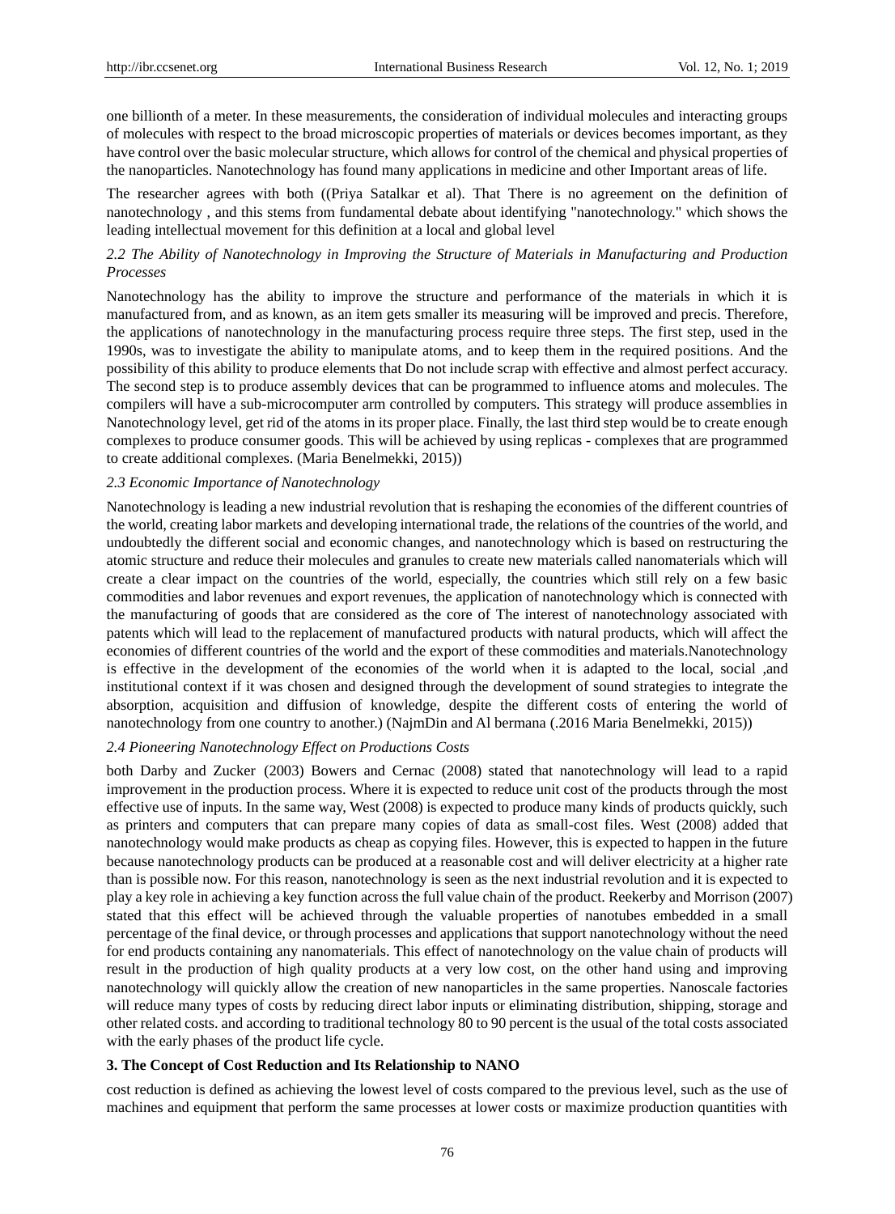one billionth of a meter. In these measurements, the consideration of individual molecules and interacting groups of molecules with respect to the broad microscopic properties of materials or devices becomes important, as they have control over the basic molecular structure, which allows for control of the chemical and physical properties of the nanoparticles. Nanotechnology has found many applications in medicine and other Important areas of life.

The researcher agrees with both ((Priya Satalkar et al). That There is no agreement on the definition of nanotechnology , and this stems from fundamental debate about identifying "nanotechnology." which shows the leading intellectual movement for this definition at a local and global level

### *2.2 The Ability of Nanotechnology in Improving the Structure of Materials in Manufacturing and Production Processes*

Nanotechnology has the ability to improve the structure and performance of the materials in which it is manufactured from, and as known, as an item gets smaller its measuring will be improved and precis. Therefore, the applications of nanotechnology in the manufacturing process require three steps. The first step, used in the 1990s, was to investigate the ability to manipulate atoms, and to keep them in the required positions. And the possibility of this ability to produce elements that Do not include scrap with effective and almost perfect accuracy. The second step is to produce assembly devices that can be programmed to influence atoms and molecules. The compilers will have a sub-microcomputer arm controlled by computers. This strategy will produce assemblies in Nanotechnology level, get rid of the atoms in its proper place. Finally, the last third step would be to create enough complexes to produce consumer goods. This will be achieved by using replicas - complexes that are programmed to create additional complexes. (Maria Benelmekki, 2015))

### *2.3 Economic Importance of Nanotechnology*

Nanotechnology is leading a new industrial revolution that is reshaping the economies of the different countries of the world, creating labor markets and developing international trade, the relations of the countries of the world, and undoubtedly the different social and economic changes, and nanotechnology which is based on restructuring the atomic structure and reduce their molecules and granules to create new materials called nanomaterials which will create a clear impact on the countries of the world, especially, the countries which still rely on a few basic commodities and labor revenues and export revenues, the application of nanotechnology which is connected with the manufacturing of goods that are considered as the core of The interest of nanotechnology associated with patents which will lead to the replacement of manufactured products with natural products, which will affect the economies of different countries of the world and the export of these commodities and materials.Nanotechnology is effective in the development of the economies of the world when it is adapted to the local, social ,and institutional context if it was chosen and designed through the development of sound strategies to integrate the absorption, acquisition and diffusion of knowledge, despite the different costs of entering the world of nanotechnology from one country to another.) (NajmDin and Al bermana (.2016 Maria Benelmekki, 2015))

### *2.4 Pioneering Nanotechnology Effect on Productions Costs*

both Darby and Zucker (2003) Bowers and Cernac (2008) stated that nanotechnology will lead to a rapid improvement in the production process. Where it is expected to reduce unit cost of the products through the most effective use of inputs. In the same way, West (2008) is expected to produce many kinds of products quickly, such as printers and computers that can prepare many copies of data as small-cost files. West (2008) added that nanotechnology would make products as cheap as copying files. However, this is expected to happen in the future because nanotechnology products can be produced at a reasonable cost and will deliver electricity at a higher rate than is possible now. For this reason, nanotechnology is seen as the next industrial revolution and it is expected to play a key role in achieving a key function across the full value chain of the product. Reekerby and Morrison (2007) stated that this effect will be achieved through the valuable properties of nanotubes embedded in a small percentage of the final device, or through processes and applications that support nanotechnology without the need for end products containing any nanomaterials. This effect of nanotechnology on the value chain of products will result in the production of high quality products at a very low cost, on the other hand using and improving nanotechnology will quickly allow the creation of new nanoparticles in the same properties. Nanoscale factories will reduce many types of costs by reducing direct labor inputs or eliminating distribution, shipping, storage and other related costs. and according to traditional technology 80 to 90 percent is the usual of the total costs associated with the early phases of the product life cycle.

## 3. The Concept of Cost Reduction and Its Relationship to NANO

cost reduction is defined as achieving the lowest level of costs compared to the previous level, such as the use of machines and equipment that perform the same processes at lower costs or maximize production quantities with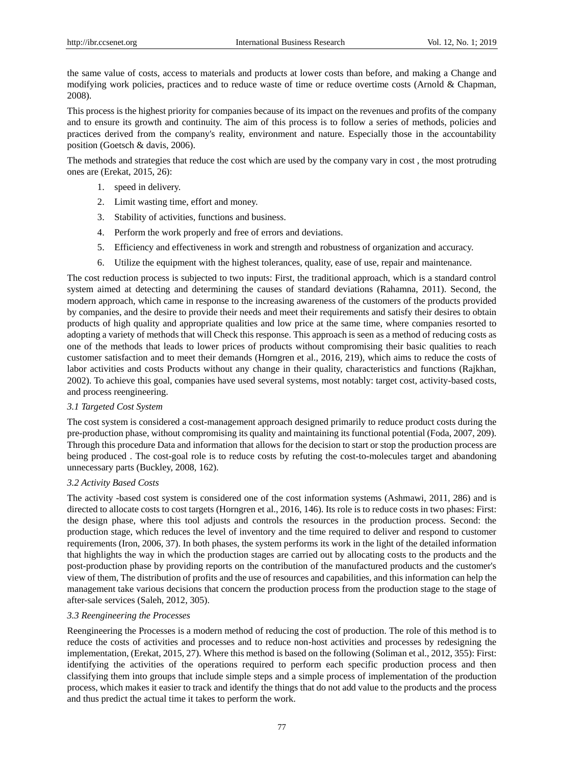the same value of costs, access to materials and products at lower costs than before, and making a Change and modifying work policies, practices and to reduce waste of time or reduce overtime costs (Arnold & Chapman, 2008).

This process is the highest priority for companies because of its impact on the revenues and profits of the company and to ensure its growth and continuity. The aim of this process is to follow a series of methods, policies and practices derived from the company's reality, environment and nature. Especially those in the accountability position (Goetsch & davis, 2006).

The methods and strategies that reduce the cost which are used by the company vary in cost , the most protruding ones are (Erekat, 2015, 26):

1. speed in delivery.
2. Limit wasting time, effort and money.
3. Stability of activities, functions and business.
4. Perform the work properly and free of errors and deviations.
5. Efficiency and effectiveness in work and strength and robustness of organization and accuracy.
6. Utilize the equipment with the highest tolerances, quality, ease of use, repair and maintenance.

The cost reduction process is subjected to two inputs: First, the traditional approach, which is a standard control system aimed at detecting and determining the causes of standard deviations (Rahamna, 2011). Second, the modern approach, which came in response to the increasing awareness of the customers of the products provided by companies, and the desire to provide their needs and meet their requirements and satisfy their desires to obtain products of high quality and appropriate qualities and low price at the same time, where companies resorted to adopting a variety of methods that will Check this response. This approach is seen as a method of reducing costs as one of the methods that leads to lower prices of products without compromising their basic qualities to reach customer satisfaction and to meet their demands (Horngren et al., 2016, 219), which aims to reduce the costs of labor activities and costs Products without any change in their quality, characteristics and functions (Rajkhan, 2002). To achieve this goal, companies have used several systems, most notably: target cost, activity-based costs, and process reengineering.

### *3.1 Targeted Cost System*

The cost system is considered a cost-management approach designed primarily to reduce product costs during the pre-production phase, without compromising its quality and maintaining its functional potential (Foda, 2007, 209). Through this procedure Data and information that allows for the decision to start or stop the production process are being produced . The cost-goal role is to reduce costs by refuting the cost-to-molecules target and abandoning unnecessary parts (Buckley, 2008, 162).

### *3.2 Activity Based Costs*

The activity -based cost system is considered one of the cost information systems (Ashmawi, 2011, 286) and is directed to allocate costs to cost targets (Horngren et al., 2016, 146). Its role is to reduce costs in two phases: First: the design phase, where this tool adjusts and controls the resources in the production process. Second: the production stage, which reduces the level of inventory and the time required to deliver and respond to customer requirements (Iron, 2006, 37). In both phases, the system performs its work in the light of the detailed information that highlights the way in which the production stages are carried out by allocating costs to the products and the post-production phase by providing reports on the contribution of the manufactured products and the customer's view of them, The distribution of profits and the use of resources and capabilities, and this information can help the management take various decisions that concern the production process from the production stage to the stage of after-sale services (Saleh, 2012, 305).

### *3.3 Reengineering the Processes*

Reengineering the Processes is a modern method of reducing the cost of production. The role of this method is to reduce the costs of activities and processes and to reduce non-host activities and processes by redesigning the implementation, (Erekat, 2015, 27). Where this method is based on the following (Soliman et al., 2012, 355): First: identifying the activities of the operations required to perform each specific production process and then classifying them into groups that include simple steps and a simple process of implementation of the production process, which makes it easier to track and identify the things that do not add value to the products and the process and thus predict the actual time it takes to perform the work.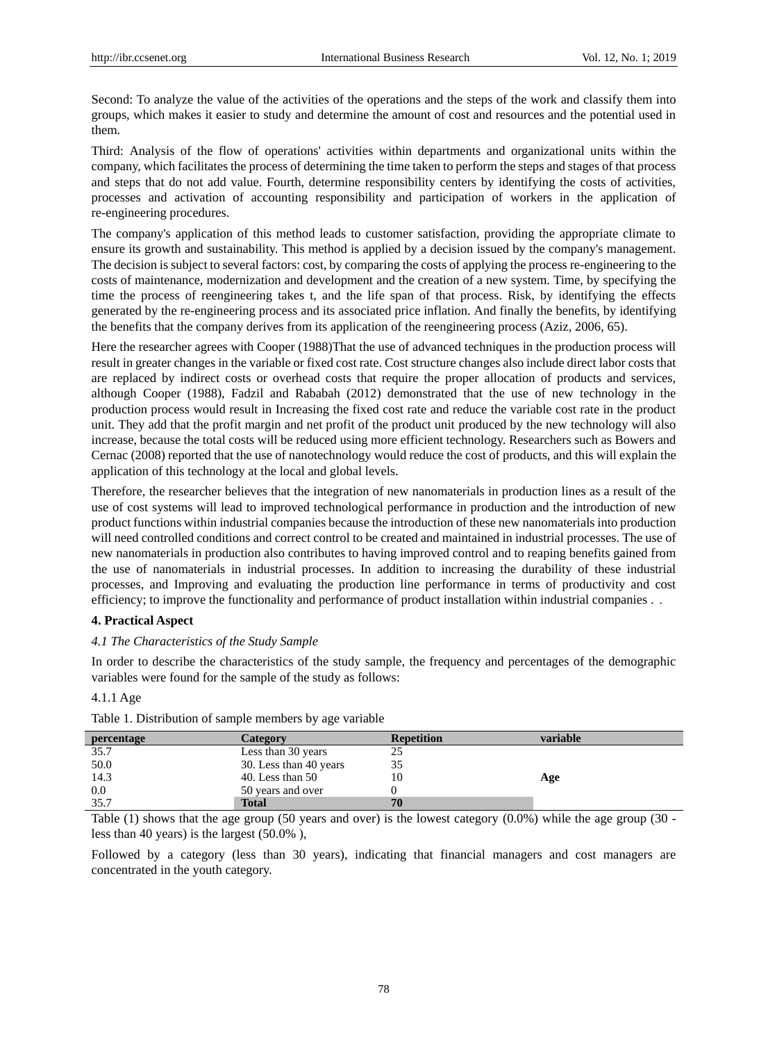Second: To analyze the value of the activities of the operations and the steps of the work and classify them into groups, which makes it easier to study and determine the amount of cost and resources and the potential used in them.

Third: Analysis of the flow of operations' activities within departments and organizational units within the company, which facilitates the process of determining the time taken to perform the steps and stages of that process and steps that do not add value. Fourth, determine responsibility centers by identifying the costs of activities, processes and activation of accounting responsibility and participation of workers in the application of re-engineering procedures.

The company's application of this method leads to customer satisfaction, providing the appropriate climate to ensure its growth and sustainability. This method is applied by a decision issued by the company's management. The decision is subject to several factors: cost, by comparing the costs of applying the process re-engineering to the costs of maintenance, modernization and development and the creation of a new system. Time, by specifying the time the process of reengineering takes t, and the life span of that process. Risk, by identifying the effects generated by the re-engineering process and its associated price inflation. And finally the benefits, by identifying the benefits that the company derives from its application of the reengineering process (Aziz, 2006, 65).

Here the researcher agrees with Cooper (1988)That the use of advanced techniques in the production process will result in greater changes in the variable or fixed cost rate. Cost structure changes also include direct labor costs that are replaced by indirect costs or overhead costs that require the proper allocation of products and services, although Cooper (1988), Fadzil and Rababah (2012) demonstrated that the use of new technology in the production process would result in Increasing the fixed cost rate and reduce the variable cost rate in the product unit. They add that the profit margin and net profit of the product unit produced by the new technology will also increase, because the total costs will be reduced using more efficient technology. Researchers such as Bowers and Cernac (2008) reported that the use of nanotechnology would reduce the cost of products, and this will explain the application of this technology at the local and global levels.

Therefore, the researcher believes that the integration of new nanomaterials in production lines as a result of the use of cost systems will lead to improved technological performance in production and the introduction of new product functions within industrial companies because the introduction of these new nanomaterials into production will need controlled conditions and correct control to be created and maintained in industrial processes. The use of new nanomaterials in production also contributes to having improved control and to reaping benefits gained from the use of nanomaterials in industrial processes. In addition to increasing the durability of these industrial processes, and Improving and evaluating the production line performance in terms of productivity and cost efficiency; to improve the functionality and performance of product installation within industrial companies . .

## 4. Practical Aspect

### *4.1 The Characteristics of the Study Sample*

In order to describe the characteristics of the study sample, the frequency and percentages of the demographic variables were found for the sample of the study as follows:

#### 4.1.1 Age

Table 1. Distribution of sample members by age variable

| percentage | Category | Repetition | variable |
|---|---|---|---|
| 35.7 | Less than 30 years | 25 | |
| 50.0 | 30. Less than 40 years | 35 | |
| 14.3 | 40. Less than 50 | 10 | **Age** |
| 0.0 | 50 years and over | 0 | |
| 35.7 | **Total** | **70** | |

Table (1) shows that the age group (50 years and over) is the lowest category (0.0%) while the age group (30 - less than 40 years) is the largest (50.0% ),

Followed by a category (less than 30 years), indicating that financial managers and cost managers are concentrated in the youth category.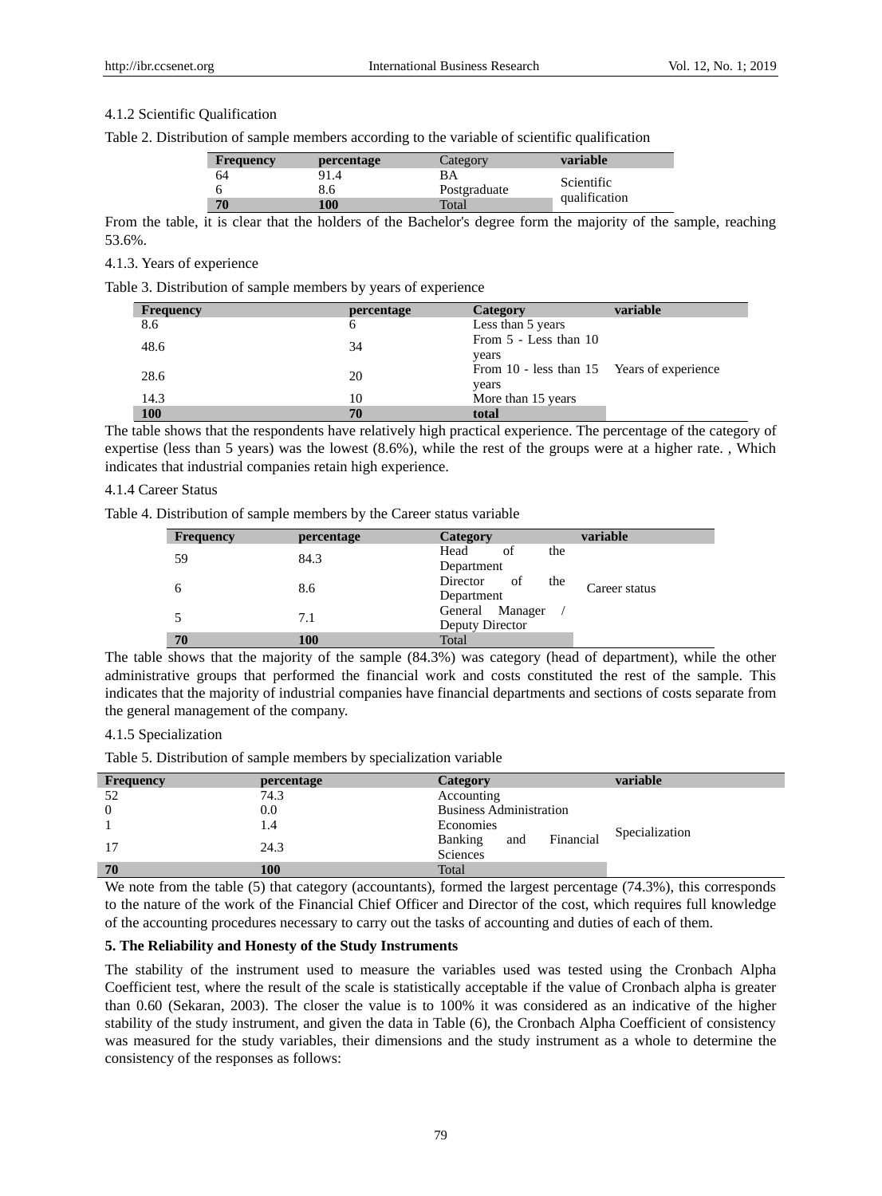4.1.2 Scientific Qualification

Table 2. Distribution of sample members according to the variable of scientific qualification

| Frequency | percentage | Category | variable |
|---|---|---|---|
| 64 | 91.4 | BA | Scientific qualification |
| 6 | 8.6 | Postgraduate | |
| **70** | **100** | Total | |

From the table, it is clear that the holders of the Bachelor's degree form the majority of the sample, reaching 53.6%.

4.1.3. Years of experience

Table 3. Distribution of sample members by years of experience

| Frequency | percentage | Category | variable |
|---|---|---|---|
| 8.6 | 6 | Less than 5 years | Years of experience |
| 48.6 | 34 | From 5 - Less than 10 years | |
| 28.6 | 20 | From 10 - less than 15 years | |
| 14.3 | 10 | More than 15 years | |
| **100** | **70** | **total** | |

The table shows that the respondents have relatively high practical experience. The percentage of the category of expertise (less than 5 years) was the lowest (8.6%), while the rest of the groups were at a higher rate. , Which indicates that industrial companies retain high experience.

4.1.4 Career Status

Table 4. Distribution of sample members by the Career status variable

| Frequency | percentage | Category | variable |
|---|---|---|---|
| 59 | 84.3 | Head of the Department | Career status |
| 6 | 8.6 | Director of the Department | |
| 5 | 7.1 | General Manager / Deputy Director | |
| **70** | **100** | Total | |

The table shows that the majority of the sample (84.3%) was category (head of department), while the other administrative groups that performed the financial work and costs constituted the rest of the sample. This indicates that the majority of industrial companies have financial departments and sections of costs separate from the general management of the company.

4.1.5 Specialization

Table 5. Distribution of sample members by specialization variable

| Frequency | percentage | Category | variable |
|---|---|---|---|
| 52 | 74.3 | Accounting | Specialization |
| 0 | 0.0 | Business Administration | |
| 1 | 1.4 | Economies | |
| 17 | 24.3 | Banking and Financial Sciences | |
| **70** | **100** | Total | |

We note from the table (5) that category (accountants), formed the largest percentage (74.3%), this corresponds to the nature of the work of the Financial Chief Officer and Director of the cost, which requires full knowledge of the accounting procedures necessary to carry out the tasks of accounting and duties of each of them.

**5. The Reliability and Honesty of the Study Instruments**

The stability of the instrument used to measure the variables used was tested using the Cronbach Alpha Coefficient test, where the result of the scale is statistically acceptable if the value of Cronbach alpha is greater than 0.60 (Sekaran, 2003). The closer the value is to 100% it was considered as an indicative of the higher stability of the study instrument, and given the data in Table (6), the Cronbach Alpha Coefficient of consistency was measured for the study variables, their dimensions and the study instrument as a whole to determine the consistency of the responses as follows: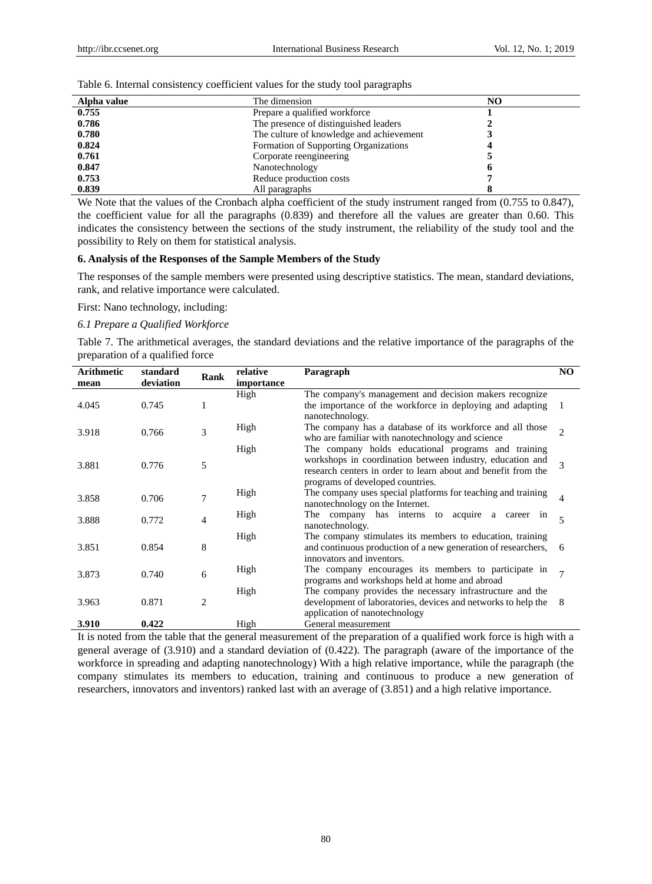Table 6. Internal consistency coefficient values for the study tool paragraphs

| Alpha value | The dimension | NO |
|---|---|---|
| **0.755** | Prepare a qualified workforce | **1** |
| **0.786** | The presence of distinguished leaders | **2** |
| **0.780** | The culture of knowledge and achievement | **3** |
| **0.824** | Formation of Supporting Organizations | **4** |
| **0.761** | Corporate reengineering | **5** |
| **0.847** | Nanotechnology | **6** |
| **0.753** | Reduce production costs | **7** |
| **0.839** | All paragraphs | **8** |

We Note that the values of the Cronbach alpha coefficient of the study instrument ranged from (0.755 to 0.847), the coefficient value for all the paragraphs (0.839) and therefore all the values are greater than 0.60. This indicates the consistency between the sections of the study instrument, the reliability of the study tool and the possibility to Rely on them for statistical analysis.

## 6. Analysis of the Responses of the Sample Members of the Study

The responses of the sample members were presented using descriptive statistics. The mean, standard deviations, rank, and relative importance were calculated.

First: Nano technology, including:

### *6.1 Prepare a Qualified Workforce*

Table 7. The arithmetical averages, the standard deviations and the relative importance of the paragraphs of the preparation of a qualified force

| Arithmetic mean | standard deviation | Rank | relative importance | Paragraph | NO |
|---|---|---|---|---|---|
| 4.045 | 0.745 | 1 | High | The company's management and decision makers recognize the importance of the workforce in deploying and adapting nanotechnology. | 1 |
| 3.918 | 0.766 | 3 | High | The company has a database of its workforce and all those who are familiar with nanotechnology and science | 2 |
| 3.881 | 0.776 | 5 | High | The company holds educational programs and training workshops in coordination between industry, education and research centers in order to learn about and benefit from the programs of developed countries. | 3 |
| 3.858 | 0.706 | 7 | High | The company uses special platforms for teaching and training nanotechnology on the Internet. | 4 |
| 3.888 | 0.772 | 4 | High | The company has interns to acquire a career in nanotechnology. | 5 |
| 3.851 | 0.854 | 8 | High | The company stimulates its members to education, training and continuous production of a new generation of researchers, innovators and inventors. | 6 |
| 3.873 | 0.740 | 6 | High | The company encourages its members to participate in programs and workshops held at home and abroad | 7 |
| 3.963 | 0.871 | 2 | High | The company provides the necessary infrastructure and the development of laboratories, devices and networks to help the application of nanotechnology | 8 |
| **3.910** | **0.422** | | High | General measurement | |

It is noted from the table that the general measurement of the preparation of a qualified work force is high with a general average of (3.910) and a standard deviation of (0.422). The paragraph (aware of the importance of the workforce in spreading and adapting nanotechnology) With a high relative importance, while the paragraph (the company stimulates its members to education, training and continuous to produce a new generation of researchers, innovators and inventors) ranked last with an average of (3.851) and a high relative importance.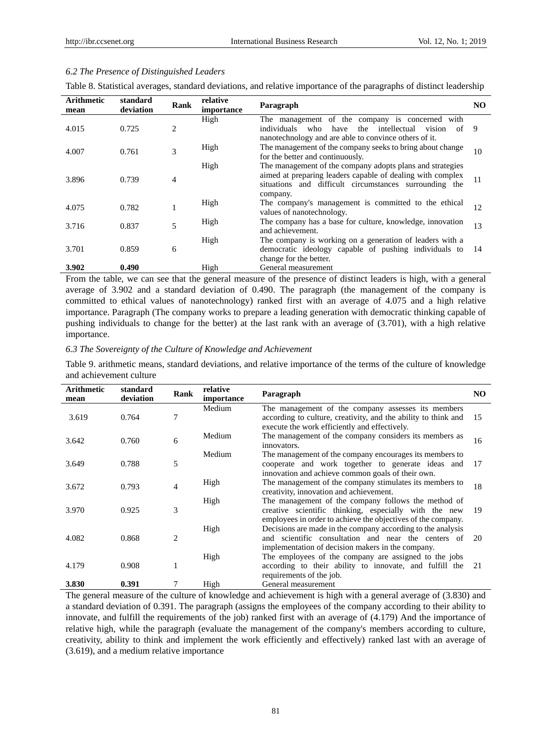### 6.2 The Presence of Distinguished Leaders

Table 8. Statistical averages, standard deviations, and relative importance of the paragraphs of distinct leadership

| Arithmetic mean | standard deviation | Rank | relative importance | Paragraph | NO |
|---|---|---|---|---|---|
| 4.015 | 0.725 | 2 | High | The management of the company is concerned with individuals who have the intellectual vision of nanotechnology and are able to convince others of it. | 9 |
| 4.007 | 0.761 | 3 | High | The management of the company seeks to bring about change for the better and continuously. | 10 |
| 3.896 | 0.739 | 4 | High | The management of the company adopts plans and strategies aimed at preparing leaders capable of dealing with complex situations and difficult circumstances surrounding the company. | 11 |
| 4.075 | 0.782 | 1 | High | The company's management is committed to the ethical values of nanotechnology. | 12 |
| 3.716 | 0.837 | 5 | High | The company has a base for culture, knowledge, innovation and achievement. | 13 |
| 3.701 | 0.859 | 6 | High | The company is working on a generation of leaders with a democratic ideology capable of pushing individuals to change for the better. | 14 |
| **3.902** | **0.490** | | High | General measurement | |

From the table, we can see that the general measure of the presence of distinct leaders is high, with a general average of 3.902 and a standard deviation of 0.490. The paragraph (the management of the company is committed to ethical values of nanotechnology) ranked first with an average of 4.075 and a high relative importance. Paragraph (The company works to prepare a leading generation with democratic thinking capable of pushing individuals to change for the better) at the last rank with an average of (3.701), with a high relative importance.

### 6.3 The Sovereignty of the Culture of Knowledge and Achievement

Table 9. arithmetic means, standard deviations, and relative importance of the terms of the culture of knowledge and achievement culture

| Arithmetic mean | standard deviation | Rank | relative importance | Paragraph | NO |
|---|---|---|---|---|---|
| 3.619 | 0.764 | 7 | Medium | The management of the company assesses its members according to culture, creativity, and the ability to think and execute the work efficiently and effectively. | 15 |
| 3.642 | 0.760 | 6 | Medium | The management of the company considers its members as innovators. | 16 |
| 3.649 | 0.788 | 5 | Medium | The management of the company encourages its members to cooperate and work together to generate ideas and innovation and achieve common goals of their own. | 17 |
| 3.672 | 0.793 | 4 | High | The management of the company stimulates its members to creativity, innovation and achievement. | 18 |
| 3.970 | 0.925 | 3 | High | The management of the company follows the method of creative scientific thinking, especially with the new employees in order to achieve the objectives of the company. | 19 |
| 4.082 | 0.868 | 2 | High | Decisions are made in the company according to the analysis and scientific consultation and near the centers of implementation of decision makers in the company. | 20 |
| 4.179 | 0.908 | 1 | High | The employees of the company are assigned to the jobs according to their ability to innovate, and fulfill the requirements of the job. | 21 |
| **3.830** | **0.391** | 7 | High | General measurement | |

The general measure of the culture of knowledge and achievement is high with a general average of (3.830) and a standard deviation of 0.391. The paragraph (assigns the employees of the company according to their ability to innovate, and fulfill the requirements of the job) ranked first with an average of (4.179) And the importance of relative high, while the paragraph (evaluate the management of the company's members according to culture, creativity, ability to think and implement the work efficiently and effectively) ranked last with an average of (3.619), and a medium relative importance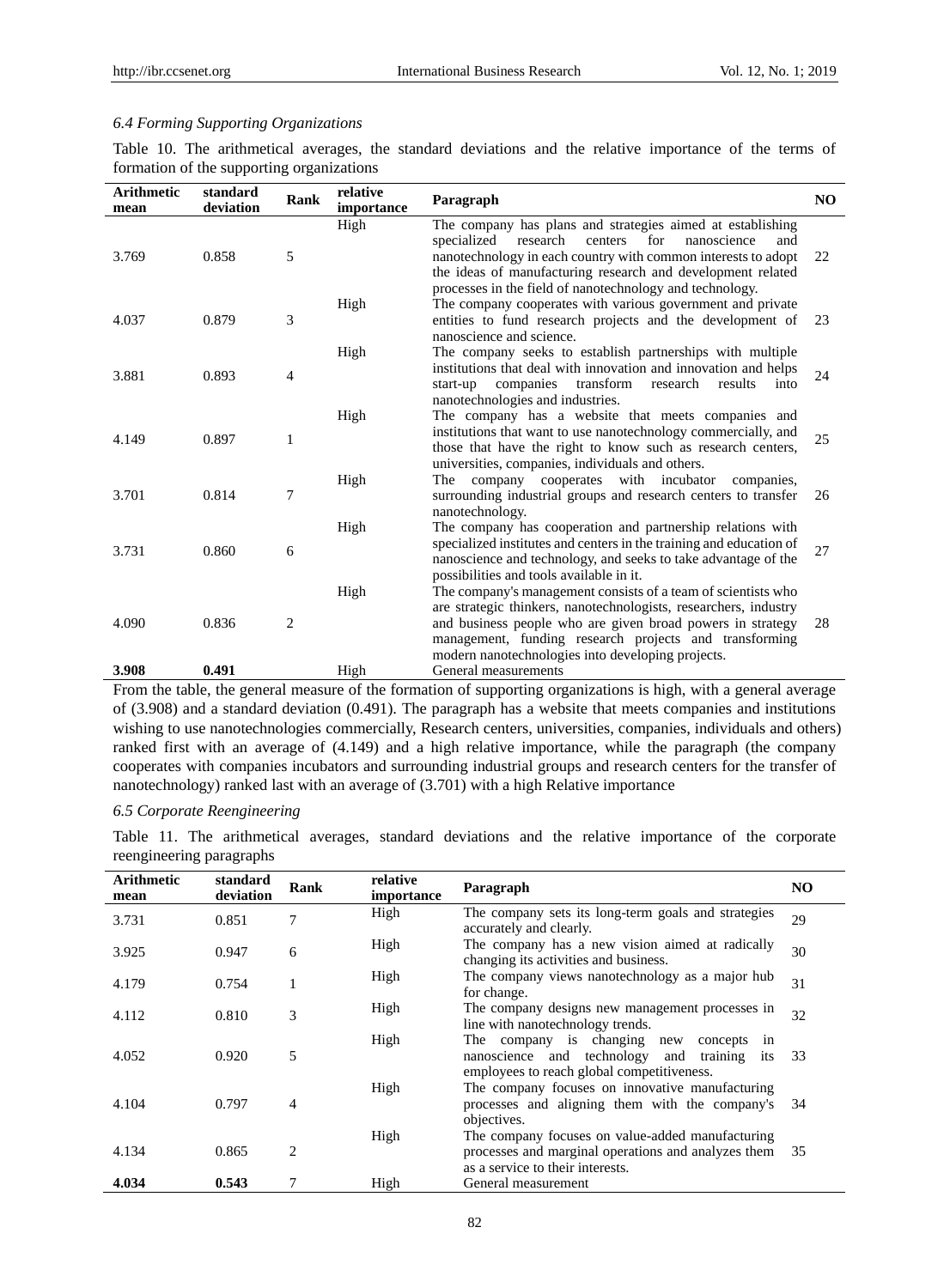### 6.4 Forming Supporting Organizations

Table 10. The arithmetical averages, the standard deviations and the relative importance of the terms of formation of the supporting organizations

| Arithmetic mean | standard deviation | Rank | relative importance | Paragraph | NO |
|---|---|---|---|---|---|
| 3.769 | 0.858 | 5 | High | The company has plans and strategies aimed at establishing specialized research centers for nanoscience and nanotechnology in each country with common interests to adopt the ideas of manufacturing research and development related processes in the field of nanotechnology and technology. | 22 |
| 4.037 | 0.879 | 3 | High | The company cooperates with various government and private entities to fund research projects and the development of nanoscience and science. | 23 |
| 3.881 | 0.893 | 4 | High | The company seeks to establish partnerships with multiple institutions that deal with innovation and innovation and helps start-up companies transform research results into nanotechnologies and industries. | 24 |
| 4.149 | 0.897 | 1 | High | The company has a website that meets companies and institutions that want to use nanotechnology commercially, and those that have the right to know such as research centers, universities, companies, individuals and others. | 25 |
| 3.701 | 0.814 | 7 | High | The company cooperates with incubator companies, surrounding industrial groups and research centers to transfer nanotechnology. | 26 |
| 3.731 | 0.860 | 6 | High | The company has cooperation and partnership relations with specialized institutes and centers in the training and education of nanoscience and technology, and seeks to take advantage of the possibilities and tools available in it. | 27 |
| 4.090 | 0.836 | 2 | High | The company's management consists of a team of scientists who are strategic thinkers, nanotechnologists, researchers, industry and business people who are given broad powers in strategy management, funding research projects and transforming modern nanotechnologies into developing projects. | 28 |
| **3.908** | **0.491** | | High | General measurements | |

From the table, the general measure of the formation of supporting organizations is high, with a general average of (3.908) and a standard deviation (0.491). The paragraph has a website that meets companies and institutions wishing to use nanotechnologies commercially, Research centers, universities, companies, individuals and others) ranked first with an average of (4.149) and a high relative importance, while the paragraph (the company cooperates with companies incubators and surrounding industrial groups and research centers for the transfer of nanotechnology) ranked last with an average of (3.701) with a high Relative importance

### 6.5 Corporate Reengineering

Table 11. The arithmetical averages, standard deviations and the relative importance of the corporate reengineering paragraphs

| Arithmetic mean | standard deviation | Rank | relative importance | Paragraph | NO |
|---|---|---|---|---|---|
| 3.731 | 0.851 | 7 | High | The company sets its long-term goals and strategies accurately and clearly. | 29 |
| 3.925 | 0.947 | 6 | High | The company has a new vision aimed at radically changing its activities and business. | 30 |
| 4.179 | 0.754 | 1 | High | The company views nanotechnology as a major hub for change. | 31 |
| 4.112 | 0.810 | 3 | High | The company designs new management processes in line with nanotechnology trends. | 32 |
| 4.052 | 0.920 | 5 | High | The company is changing new concepts in nanoscience and technology and training its employees to reach global competitiveness. | 33 |
| 4.104 | 0.797 | 4 | High | The company focuses on innovative manufacturing processes and aligning them with the company's objectives. | 34 |
| 4.134 | 0.865 | 2 | High | The company focuses on value-added manufacturing processes and marginal operations and analyzes them as a service to their interests. | 35 |
| **4.034** | **0.543** | 7 | High | General measurement | |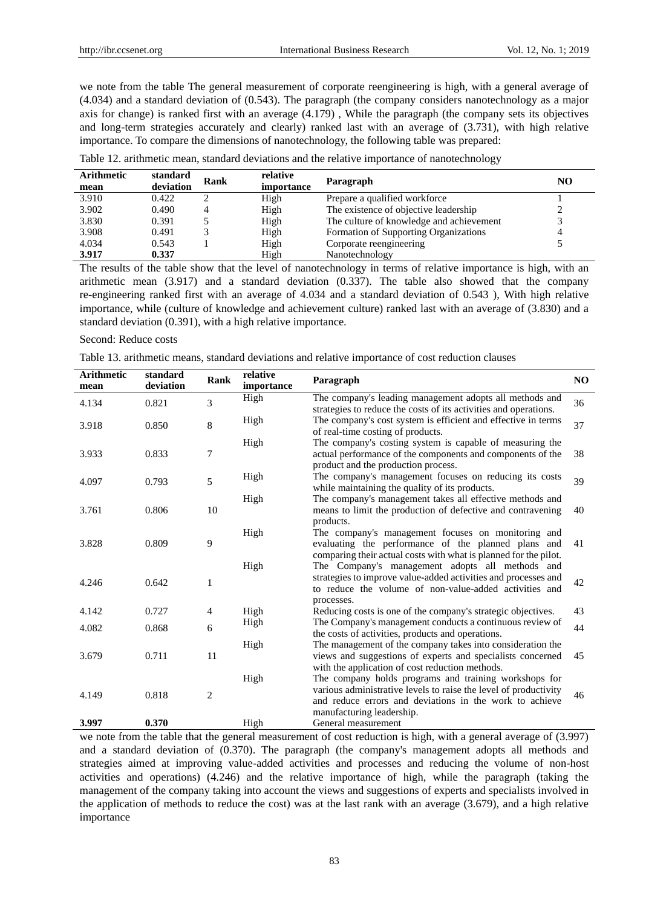we note from the table The general measurement of corporate reengineering is high, with a general average of (4.034) and a standard deviation of (0.543). The paragraph (the company considers nanotechnology as a major axis for change) is ranked first with an average (4.179) , While the paragraph (the company sets its objectives and long-term strategies accurately and clearly) ranked last with an average of (3.731), with high relative importance. To compare the dimensions of nanotechnology, the following table was prepared:

Table 12. arithmetic mean, standard deviations and the relative importance of nanotechnology

| Arithmetic mean | standard deviation | Rank | relative importance | Paragraph | NO |
|---|---|---|---|---|---|
| 3.910 | 0.422 | 2 | High | Prepare a qualified workforce | 1 |
| 3.902 | 0.490 | 4 | High | The existence of objective leadership | 2 |
| 3.830 | 0.391 | 5 | High | The culture of knowledge and achievement | 3 |
| 3.908 | 0.491 | 3 | High | Formation of Supporting Organizations | 4 |
| 4.034 | 0.543 | 1 | High | Corporate reengineering | 5 |
| **3.917** | **0.337** | | High | Nanotechnology | |

The results of the table show that the level of nanotechnology in terms of relative importance is high, with an arithmetic mean (3.917) and a standard deviation (0.337). The table also showed that the company re-engineering ranked first with an average of 4.034 and a standard deviation of 0.543 ), With high relative importance, while (culture of knowledge and achievement culture) ranked last with an average of (3.830) and a standard deviation (0.391), with a high relative importance.

Second: Reduce costs

Table 13. arithmetic means, standard deviations and relative importance of cost reduction clauses

| Arithmetic mean | standard deviation | Rank | relative importance | Paragraph | NO |
|---|---|---|---|---|---|
| 4.134 | 0.821 | 3 | High | The company's leading management adopts all methods and strategies to reduce the costs of its activities and operations. | 36 |
| 3.918 | 0.850 | 8 | High | The company's cost system is efficient and effective in terms of real-time costing of products. | 37 |
| 3.933 | 0.833 | 7 | High | The company's costing system is capable of measuring the actual performance of the components and components of the product and the production process. | 38 |
| 4.097 | 0.793 | 5 | High | The company's management focuses on reducing its costs while maintaining the quality of its products. | 39 |
| 3.761 | 0.806 | 10 | High | The company's management takes all effective methods and means to limit the production of defective and contravening products. | 40 |
| 3.828 | 0.809 | 9 | High | The company's management focuses on monitoring and evaluating the performance of the planned plans and comparing their actual costs with what is planned for the pilot. | 41 |
| 4.246 | 0.642 | 1 | High | The Company's management adopts all methods and strategies to improve value-added activities and processes and to reduce the volume of non-value-added activities and processes. | 42 |
| 4.142 | 0.727 | 4 | High | Reducing costs is one of the company's strategic objectives. | 43 |
| 4.082 | 0.868 | 6 | High | The Company's management conducts a continuous review of the costs of activities, products and operations. | 44 |
| 3.679 | 0.711 | 11 | High | The management of the company takes into consideration the views and suggestions of experts and specialists concerned with the application of cost reduction methods. | 45 |
| 4.149 | 0.818 | 2 | High | The company holds programs and training workshops for various administrative levels to raise the level of productivity and reduce errors and deviations in the work to achieve manufacturing leadership. | 46 |
| **3.997** | **0.370** | | High | General measurement | |

we note from the table that the general measurement of cost reduction is high, with a general average of (3.997) and a standard deviation of (0.370). The paragraph (the company's management adopts all methods and strategies aimed at improving value-added activities and processes and reducing the volume of non-host activities and operations) (4.246) and the relative importance of high, while the paragraph (taking the management of the company taking into account the views and suggestions of experts and specialists involved in the application of methods to reduce the cost) was at the last rank with an average (3.679), and a high relative importance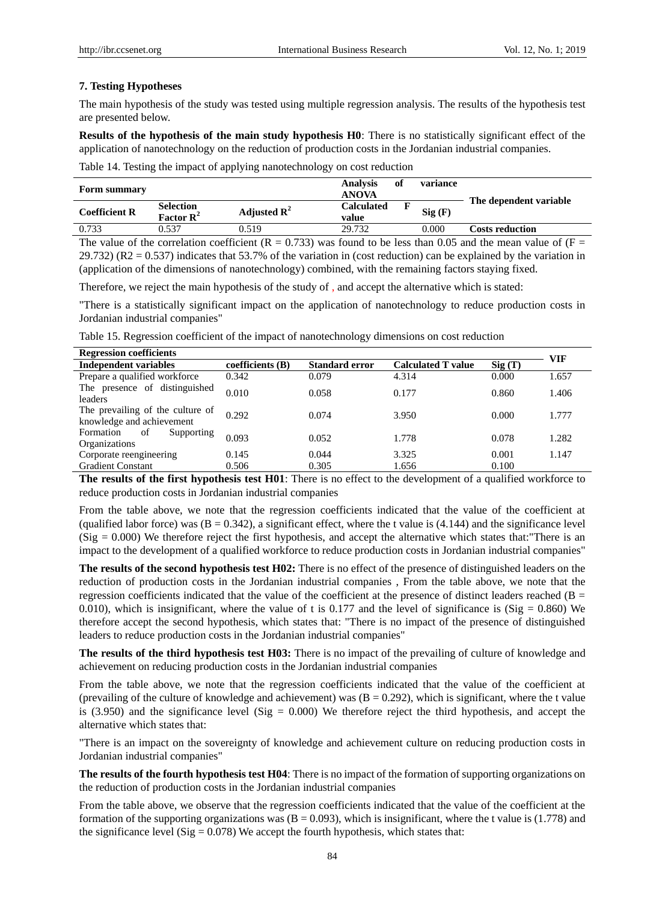### 7. Testing Hypotheses

The main hypothesis of the study was tested using multiple regression analysis. The results of the hypothesis test are presented below.

**Results of the hypothesis of the main study hypothesis H0**: There is no statistically significant effect of the application of nanotechnology on the reduction of production costs in the Jordanian industrial companies.

Table 14. Testing the impact of applying nanotechnology on cost reduction

| Form summary | | | Analysis of variance ANOVA | | The dependent variable |
|---|---|---|---|---|---|
| Coefficient R | Selection Factor $R^2$ | Adjusted $R^2$ | Calculated F value | Sig (F) | |
| 0.733 | 0.537 | 0.519 | 29.732 | 0.000 | **Costs reduction** |

The value of the correlation coefficient (R = 0.733) was found to be less than 0.05 and the mean value of (F = 29.732) (R2 = 0.537) indicates that 53.7% of the variation in (cost reduction) can be explained by the variation in (application of the dimensions of nanotechnology) combined, with the remaining factors staying fixed.

Therefore, we reject the main hypothesis of the study of , and accept the alternative which is stated:

"There is a statistically significant impact on the application of nanotechnology to reduce production costs in Jordanian industrial companies"

Table 15. Regression coefficient of the impact of nanotechnology dimensions on cost reduction

| Regression coefficients | | | | | VIF |
|---|---|---|---|---|---|
| **Independent variables** | **coefficients (B)** | **Standard error** | **Calculated T value** | **Sig (T)** | |
| Prepare a qualified workforce | 0.342 | 0.079 | 4.314 | 0.000 | 1.657 |
| The presence of distinguished leaders | 0.010 | 0.058 | 0.177 | 0.860 | 1.406 |
| The prevailing of the culture of knowledge and achievement | 0.292 | 0.074 | 3.950 | 0.000 | 1.777 |
| Formation of Supporting Organizations | 0.093 | 0.052 | 1.778 | 0.078 | 1.282 |
| Corporate reengineering | 0.145 | 0.044 | 3.325 | 0.001 | 1.147 |
| Gradient Constant | 0.506 | 0.305 | 1.656 | 0.100 | |

**The results of the first hypothesis test H01**: There is no effect to the development of a qualified workforce to reduce production costs in Jordanian industrial companies

From the table above, we note that the regression coefficients indicated that the value of the coefficient at (qualified labor force) was (B = 0.342), a significant effect, where the t value is (4.144) and the significance level (Sig = 0.000) We therefore reject the first hypothesis, and accept the alternative which states that:"There is an impact to the development of a qualified workforce to reduce production costs in Jordanian industrial companies"

**The results of the second hypothesis test H02:** There is no effect of the presence of distinguished leaders on the reduction of production costs in the Jordanian industrial companies , From the table above, we note that the regression coefficients indicated that the value of the coefficient at the presence of distinct leaders reached (B = 0.010), which is insignificant, where the value of t is 0.177 and the level of significance is (Sig = 0.860) We therefore accept the second hypothesis, which states that: "There is no impact of the presence of distinguished leaders to reduce production costs in the Jordanian industrial companies"

**The results of the third hypothesis test H03:** There is no impact of the prevailing of culture of knowledge and achievement on reducing production costs in the Jordanian industrial companies

From the table above, we note that the regression coefficients indicated that the value of the coefficient at (prevailing of the culture of knowledge and achievement) was (B = 0.292), which is significant, where the t value is (3.950) and the significance level (Sig = 0.000) We therefore reject the third hypothesis, and accept the alternative which states that:

"There is an impact on the sovereignty of knowledge and achievement culture on reducing production costs in Jordanian industrial companies"

**The results of the fourth hypothesis test H04**: There is no impact of the formation of supporting organizations on the reduction of production costs in the Jordanian industrial companies

From the table above, we observe that the regression coefficients indicated that the value of the coefficient at the formation of the supporting organizations was (B = 0.093), which is insignificant, where the t value is (1.778) and the significance level (Sig = 0.078) We accept the fourth hypothesis, which states that: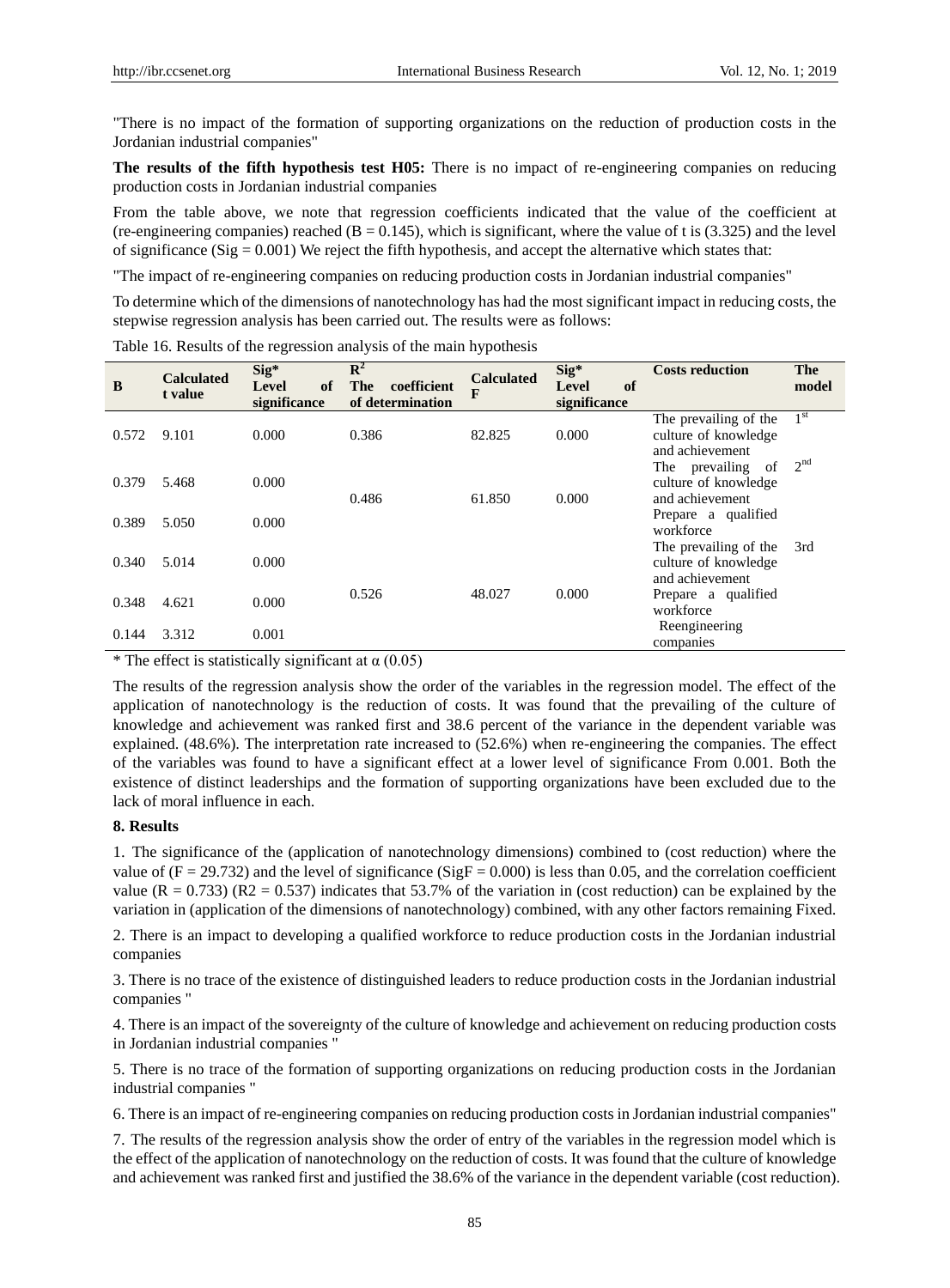"There is no impact of the formation of supporting organizations on the reduction of production costs in the Jordanian industrial companies"

**The results of the fifth hypothesis test H05:** There is no impact of re-engineering companies on reducing production costs in Jordanian industrial companies

From the table above, we note that regression coefficients indicated that the value of the coefficient at (re-engineering companies) reached (B = 0.145), which is significant, where the value of t is (3.325) and the level of significance (Sig = 0.001) We reject the fifth hypothesis, and accept the alternative which states that:

"The impact of re-engineering companies on reducing production costs in Jordanian industrial companies"

To determine which of the dimensions of nanotechnology has had the most significant impact in reducing costs, the stepwise regression analysis has been carried out. The results were as follows:

Table 16. Results of the regression analysis of the main hypothesis

| B | Calculated t value | Sig* Level of significance | $R^2$ The coefficient of determination | Calculated F | Sig* Level of significance | Costs reduction | The model |
|---|---|---|---|---|---|---|---|
| 0.572 | 9.101 | 0.000 | 0.386 | 82.825 | 0.000 | The prevailing of the culture of knowledge and achievement | 1st |
| 0.379 | 5.468 | 0.000 | 0.486 | 61.850 | 0.000 | The prevailing of culture of knowledge and achievement | 2nd |
| 0.389 | 5.050 | 0.000 | | | | Prepare a qualified workforce | |
| 0.340 | 5.014 | 0.000 | 0.526 | 48.027 | 0.000 | The prevailing of the culture of knowledge and achievement | 3rd |
| 0.348 | 4.621 | 0.000 | | | | Prepare a qualified workforce | |
| 0.144 | 3.312 | 0.001 | | | | Reengineering companies | |

\* The effect is statistically significant at α (0.05)

The results of the regression analysis show the order of the variables in the regression model. The effect of the application of nanotechnology is the reduction of costs. It was found that the prevailing of the culture of knowledge and achievement was ranked first and 38.6 percent of the variance in the dependent variable was explained. (48.6%). The interpretation rate increased to (52.6%) when re-engineering the companies. The effect of the variables was found to have a significant effect at a lower level of significance From 0.001. Both the existence of distinct leaderships and the formation of supporting organizations have been excluded due to the lack of moral influence in each.

## 8. Results

1. The significance of the (application of nanotechnology dimensions) combined to (cost reduction) where the value of (F = 29.732) and the level of significance (SigF = 0.000) is less than 0.05, and the correlation coefficient value (R = 0.733) (R2 = 0.537) indicates that 53.7% of the variation in (cost reduction) can be explained by the variation in (application of the dimensions of nanotechnology) combined, with any other factors remaining Fixed.

2. There is an impact to developing a qualified workforce to reduce production costs in the Jordanian industrial companies

3. There is no trace of the existence of distinguished leaders to reduce production costs in the Jordanian industrial companies "

4. There is an impact of the sovereignty of the culture of knowledge and achievement on reducing production costs in Jordanian industrial companies "

5. There is no trace of the formation of supporting organizations on reducing production costs in the Jordanian industrial companies "

6. There is an impact of re-engineering companies on reducing production costs in Jordanian industrial companies"

7. The results of the regression analysis show the order of entry of the variables in the regression model which is the effect of the application of nanotechnology on the reduction of costs. It was found that the culture of knowledge and achievement was ranked first and justified the 38.6% of the variance in the dependent variable (cost reduction).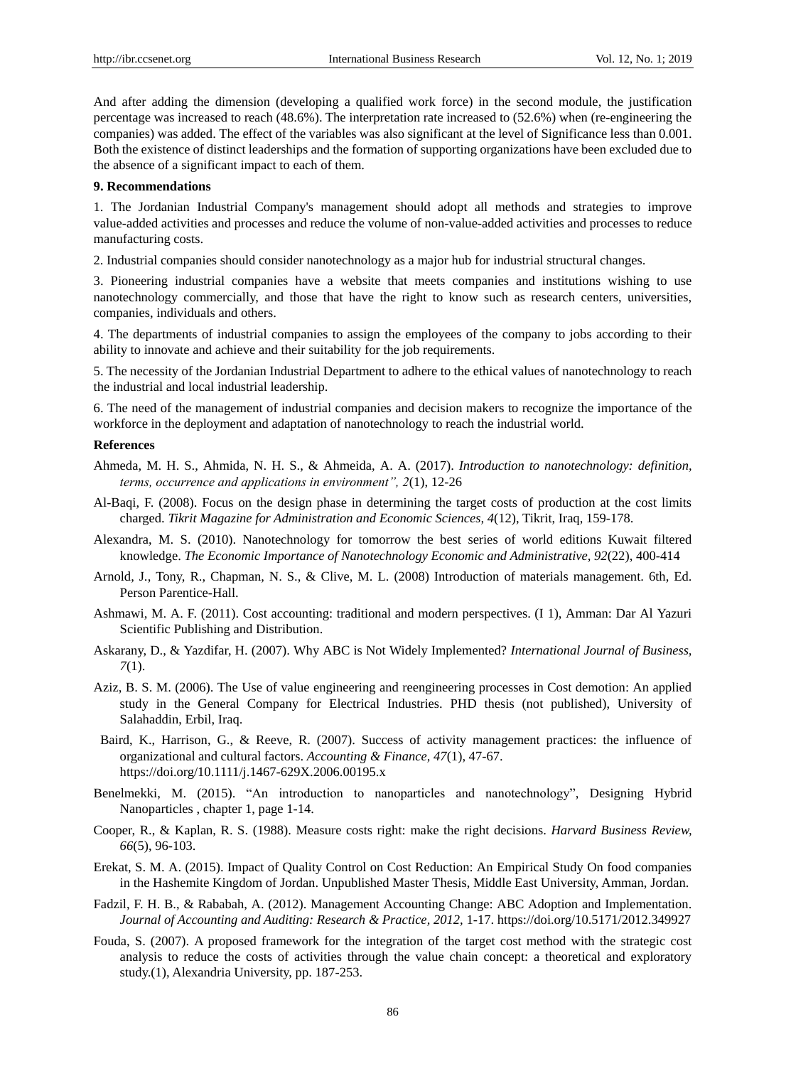And after adding the dimension (developing a qualified work force) in the second module, the justification percentage was increased to reach (48.6%). The interpretation rate increased to (52.6%) when (re-engineering the companies) was added. The effect of the variables was also significant at the level of Significance less than 0.001. Both the existence of distinct leaderships and the formation of supporting organizations have been excluded due to the absence of a significant impact to each of them.

## 9. Recommendations

1. The Jordanian Industrial Company's management should adopt all methods and strategies to improve value-added activities and processes and reduce the volume of non-value-added activities and processes to reduce manufacturing costs.

2. Industrial companies should consider nanotechnology as a major hub for industrial structural changes.

3. Pioneering industrial companies have a website that meets companies and institutions wishing to use nanotechnology commercially, and those that have the right to know such as research centers, universities, companies, individuals and others.

4. The departments of industrial companies to assign the employees of the company to jobs according to their ability to innovate and achieve and their suitability for the job requirements.

5. The necessity of the Jordanian Industrial Department to adhere to the ethical values of nanotechnology to reach the industrial and local industrial leadership.

6. The need of the management of industrial companies and decision makers to recognize the importance of the workforce in the deployment and adaptation of nanotechnology to reach the industrial world.

## References

Ahmeda, M. H. S., Ahmida, N. H. S., & Ahmeida, A. A. (2017). *Introduction to nanotechnology: definition, terms, occurrence and applications in environment", 2*(1), 12-26

Al-Baqi, F. (2008). Focus on the design phase in determining the target costs of production at the cost limits charged. *Tikrit Magazine for Administration and Economic Sciences, 4*(12), Tikrit, Iraq, 159-178.

Alexandra, M. S. (2010). Nanotechnology for tomorrow the best series of world editions Kuwait filtered knowledge. *The Economic Importance of Nanotechnology Economic and Administrative, 92*(22), 400-414

Arnold, J., Tony, R., Chapman, N. S., & Clive, M. L. (2008) Introduction of materials management. 6th, Ed. Person Parentice-Hall.

Ashmawi, M. A. F. (2011). Cost accounting: traditional and modern perspectives. (I 1), Amman: Dar Al Yazuri Scientific Publishing and Distribution.

Askarany, D., & Yazdifar, H. (2007). Why ABC is Not Widely Implemented? *International Journal of Business, 7*(1).

Aziz, B. S. M. (2006). The Use of value engineering and reengineering processes in Cost demotion: An applied study in the General Company for Electrical Industries. PHD thesis (not published), University of Salahaddin, Erbil, Iraq.

Baird, K., Harrison, G., & Reeve, R. (2007). Success of activity management practices: the influence of organizational and cultural factors. *Accounting & Finance, 47*(1), 47-67. https://doi.org/10.1111/j.1467-629X.2006.00195.x

Benelmekki, M. (2015). "An introduction to nanoparticles and nanotechnology", Designing Hybrid Nanoparticles , chapter 1, page 1-14.

Cooper, R., & Kaplan, R. S. (1988). Measure costs right: make the right decisions. *Harvard Business Review, 66*(5), 96-103.

Erekat, S. M. A. (2015). Impact of Quality Control on Cost Reduction: An Empirical Study On food companies in the Hashemite Kingdom of Jordan. Unpublished Master Thesis, Middle East University, Amman, Jordan.

Fadzil, F. H. B., & Rababah, A. (2012). Management Accounting Change: ABC Adoption and Implementation. *Journal of Accounting and Auditing: Research & Practice, 2012*, 1-17. https://doi.org/10.5171/2012.349927

Fouda, S. (2007). A proposed framework for the integration of the target cost method with the strategic cost analysis to reduce the costs of activities through the value chain concept: a theoretical and exploratory study.(1), Alexandria University, pp. 187-253.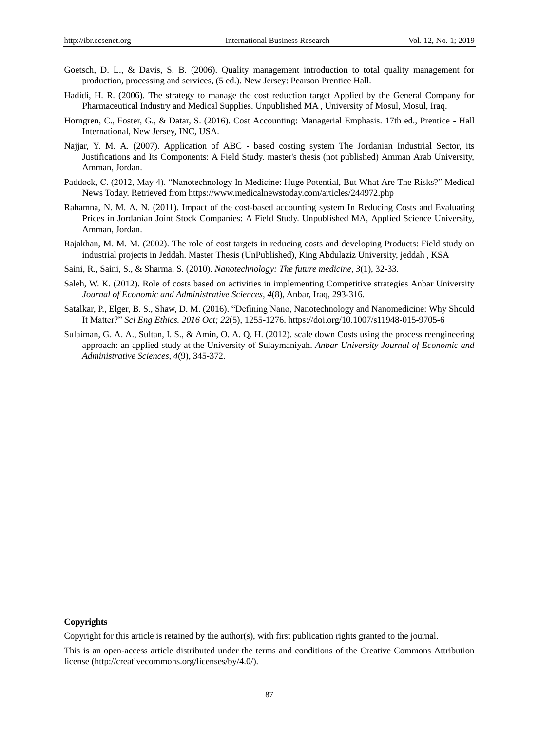Goetsch, D. L., & Davis, S. B. (2006). Quality management introduction to total quality management for production, processing and services, (5 ed.). New Jersey: Pearson Prentice Hall.

Hadidi, H. R. (2006). The strategy to manage the cost reduction target Applied by the General Company for Pharmaceutical Industry and Medical Supplies. Unpublished MA , University of Mosul, Mosul, Iraq.

Horngren, C., Foster, G., & Datar, S. (2016). Cost Accounting: Managerial Emphasis. 17th ed., Prentice - Hall International, New Jersey, INC, USA.

Najjar, Y. M. A. (2007). Application of ABC - based costing system The Jordanian Industrial Sector, its Justifications and Its Components: A Field Study. master's thesis (not published) Amman Arab University, Amman, Jordan.

Paddock, C. (2012, May 4). "Nanotechnology In Medicine: Huge Potential, But What Are The Risks?" Medical News Today. Retrieved from https://www.medicalnewstoday.com/articles/244972.php

Rahamna, N. M. A. N. (2011). Impact of the cost-based accounting system In Reducing Costs and Evaluating Prices in Jordanian Joint Stock Companies: A Field Study. Unpublished MA, Applied Science University, Amman, Jordan.

Rajakhan, M. M. M. (2002). The role of cost targets in reducing costs and developing Products: Field study on industrial projects in Jeddah. Master Thesis (UnPublished), King Abdulaziz University, jeddah , KSA

Saini, R., Saini, S., & Sharma, S. (2010). *Nanotechnology: The future medicine, 3*(1), 32-33.

Saleh, W. K. (2012). Role of costs based on activities in implementing Competitive strategies Anbar University *Journal of Economic and Administrative Sciences, 4*(8), Anbar, Iraq, 293-316.

Satalkar, P., Elger, B. S., Shaw, D. M. (2016). "Defining Nano, Nanotechnology and Nanomedicine: Why Should It Matter?" *Sci Eng Ethics. 2016 Oct; 22*(5), 1255-1276. https://doi.org/10.1007/s11948-015-9705-6

Sulaiman, G. A. A., Sultan, I. S., & Amin, O. A. Q. H. (2012). scale down Costs using the process reengineering approach: an applied study at the University of Sulaymaniyah. *Anbar University Journal of Economic and Administrative Sciences, 4*(9), 345-372.

**Copyrights**

Copyright for this article is retained by the author(s), with first publication rights granted to the journal.

This is an open-access article distributed under the terms and conditions of the Creative Commons Attribution license (http://creativecommons.org/licenses/by/4.0/).